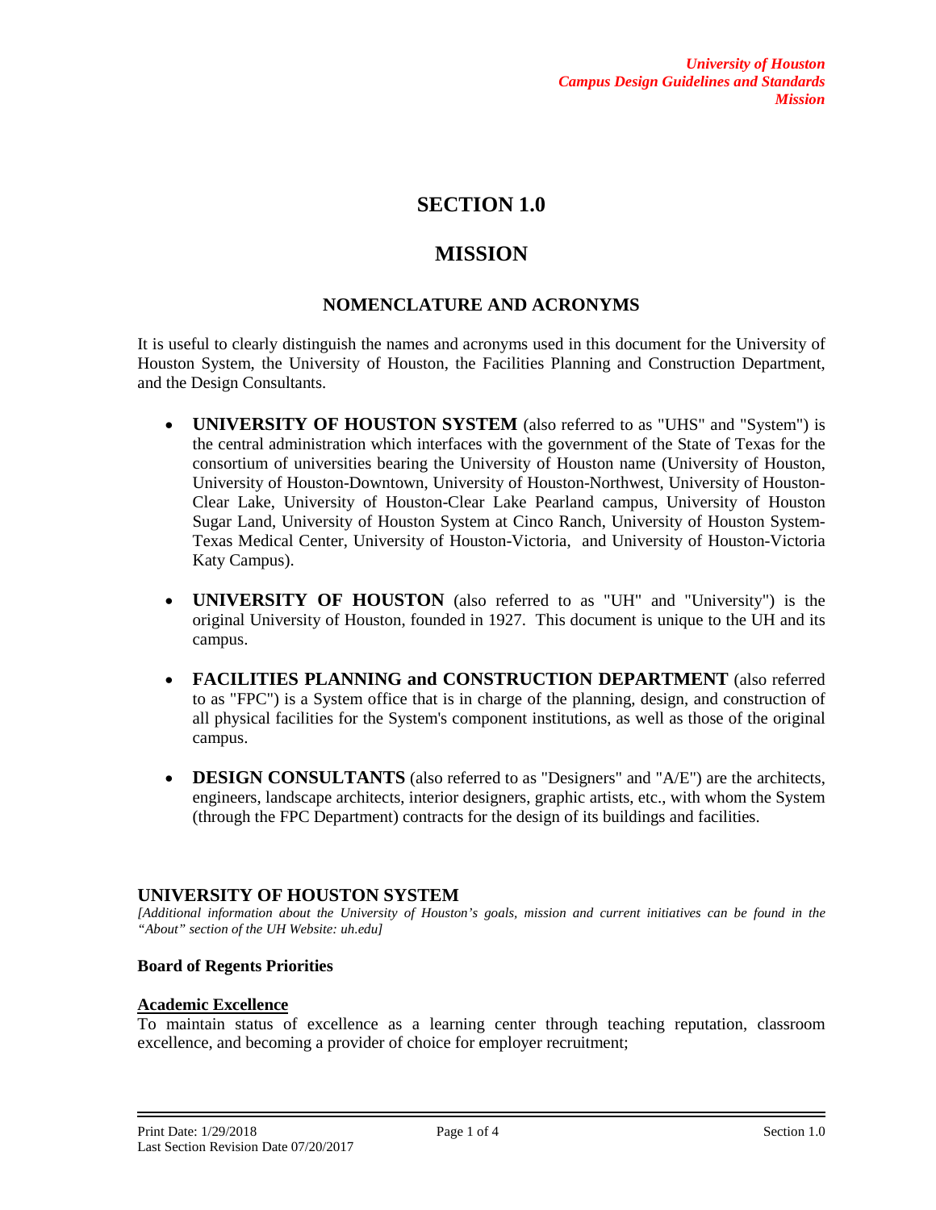# SECTION 1.0

# MISSION

## NOMENCLATURE AND ACRONYMS

It is useful to clearly distinguish the names and acronyms used in this document for the University of Houston System, the University of Houston, the Facilities Planning and Construction Department, and the Design Consultants.

- **UNIVERSITY OF HOUSTON SYSTEM** (also referred to as "UHS" and "System") is the central administration which interfaces with the government of the State of Texas for the consortium of universities bearing the University of Houston name (University of Houston, University of Houston-Downtown, University of Houston-Northwest, University of Houston-Clear Lake, University of Houston-Clear Lake Pearland campus, University of Houston Sugar Land, University of Houston System at Cinco Ranch, University of Houston System-Texas Medical Center, University of Houston-Victoria, and University of Houston-Victoria Katy Campus).

- **UNIVERSITY OF HOUSTON** (also referred to as "UH" and "University") is the original University of Houston, founded in 1927. This document is unique to the UH and its campus.

- **FACILITIES PLANNING and CONSTRUCTION DEPARTMENT** (also referred to as "FPC") is a System office that is in charge of the planning, design, and construction of all physical facilities for the System's component institutions, as well as those of the original campus.

- **DESIGN CONSULTANTS** (also referred to as "Designers" and "A/E") are the architects, engineers, landscape architects, interior designers, graphic artists, etc., with whom the System (through the FPC Department) contracts for the design of its buildings and facilities.

## UNIVERSITY OF HOUSTON SYSTEM

*[Additional information about the University of Houston's goals, mission and current initiatives can be found in the "About" section of the UH Website: uh.edu]*

### Board of Regents Priorities

**Academic Excellence**

To maintain status of excellence as a learning center through teaching reputation, classroom excellence, and becoming a provider of choice for employer recruitment;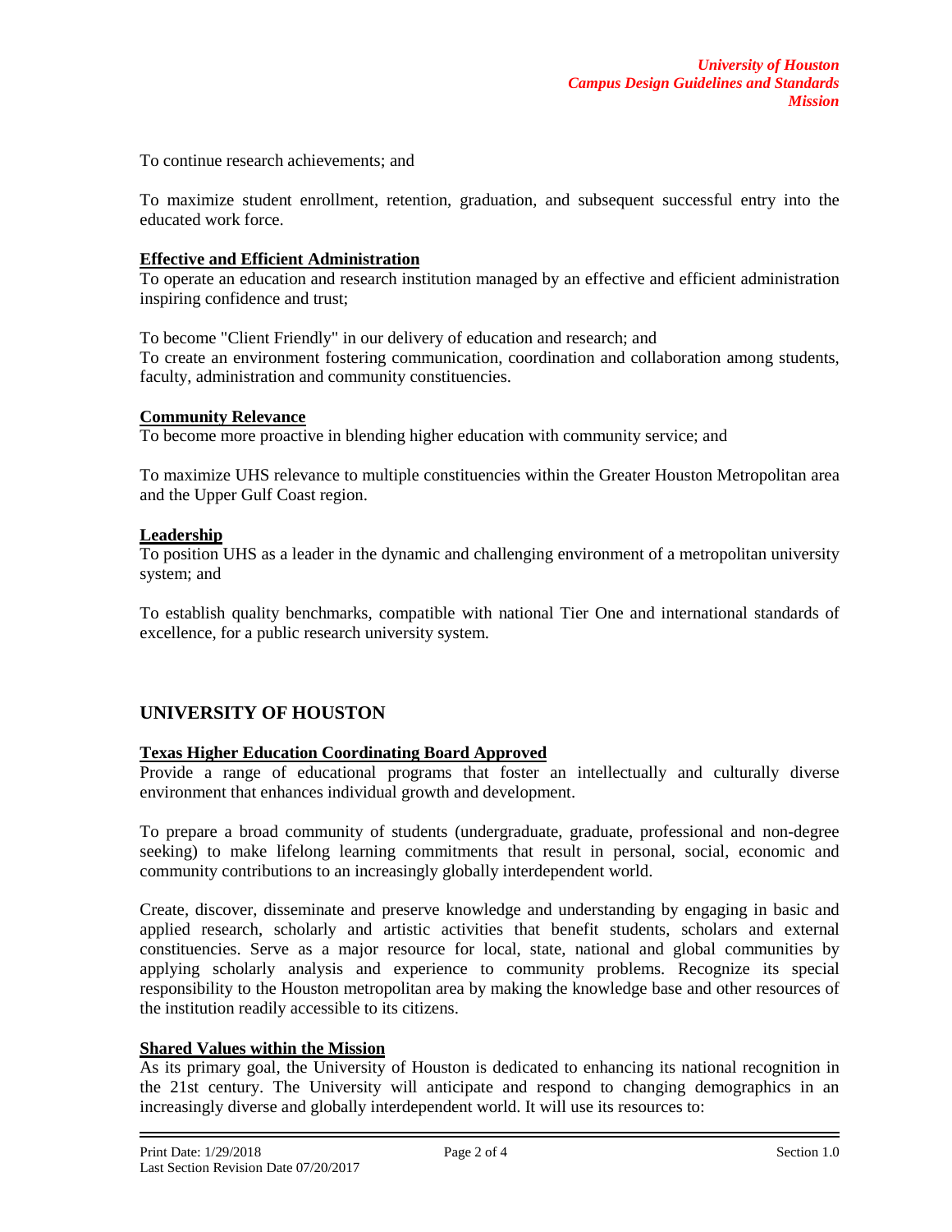To continue research achievements; and

To maximize student enrollment, retention, graduation, and subsequent successful entry into the educated work force.

**Effective and Efficient Administration**

To operate an education and research institution managed by an effective and efficient administration inspiring confidence and trust;

To become "Client Friendly" in our delivery of education and research; and
To create an environment fostering communication, coordination and collaboration among students, faculty, administration and community constituencies.

**Community Relevance**

To become more proactive in blending higher education with community service; and

To maximize UHS relevance to multiple constituencies within the Greater Houston Metropolitan area and the Upper Gulf Coast region.

**Leadership**

To position UHS as a leader in the dynamic and challenging environment of a metropolitan university system; and

To establish quality benchmarks, compatible with national Tier One and international standards of excellence, for a public research university system.

## UNIVERSITY OF HOUSTON

**Texas Higher Education Coordinating Board Approved**

Provide a range of educational programs that foster an intellectually and culturally diverse environment that enhances individual growth and development.

To prepare a broad community of students (undergraduate, graduate, professional and non-degree seeking) to make lifelong learning commitments that result in personal, social, economic and community contributions to an increasingly globally interdependent world.

Create, discover, disseminate and preserve knowledge and understanding by engaging in basic and applied research, scholarly and artistic activities that benefit students, scholars and external constituencies. Serve as a major resource for local, state, national and global communities by applying scholarly analysis and experience to community problems. Recognize its special responsibility to the Houston metropolitan area by making the knowledge base and other resources of the institution readily accessible to its citizens.

**Shared Values within the Mission**

As its primary goal, the University of Houston is dedicated to enhancing its national recognition in the 21st century. The University will anticipate and respond to changing demographics in an increasingly diverse and globally interdependent world. It will use its resources to: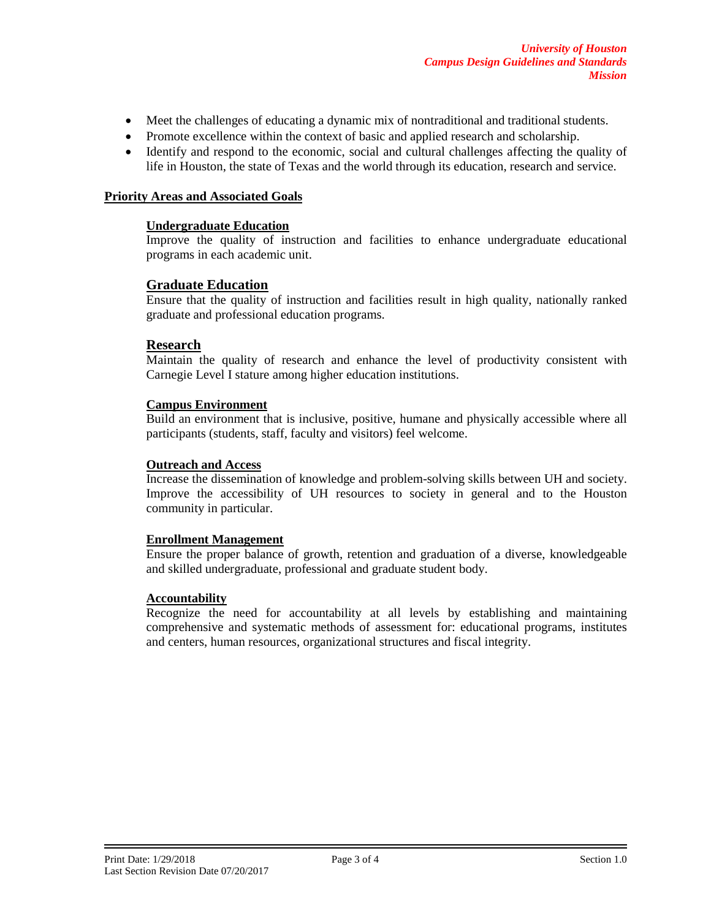- Meet the challenges of educating a dynamic mix of nontraditional and traditional students.
- Promote excellence within the context of basic and applied research and scholarship.
- Identify and respond to the economic, social and cultural challenges affecting the quality of life in Houston, the state of Texas and the world through its education, research and service.

## Priority Areas and Associated Goals

### Undergraduate Education

Improve the quality of instruction and facilities to enhance undergraduate educational programs in each academic unit.

### Graduate Education

Ensure that the quality of instruction and facilities result in high quality, nationally ranked graduate and professional education programs.

### Research

Maintain the quality of research and enhance the level of productivity consistent with Carnegie Level I stature among higher education institutions.

### Campus Environment

Build an environment that is inclusive, positive, humane and physically accessible where all participants (students, staff, faculty and visitors) feel welcome.

### Outreach and Access

Increase the dissemination of knowledge and problem-solving skills between UH and society. Improve the accessibility of UH resources to society in general and to the Houston community in particular.

### Enrollment Management

Ensure the proper balance of growth, retention and graduation of a diverse, knowledgeable and skilled undergraduate, professional and graduate student body.

### Accountability

Recognize the need for accountability at all levels by establishing and maintaining comprehensive and systematic methods of assessment for: educational programs, institutes and centers, human resources, organizational structures and fiscal integrity.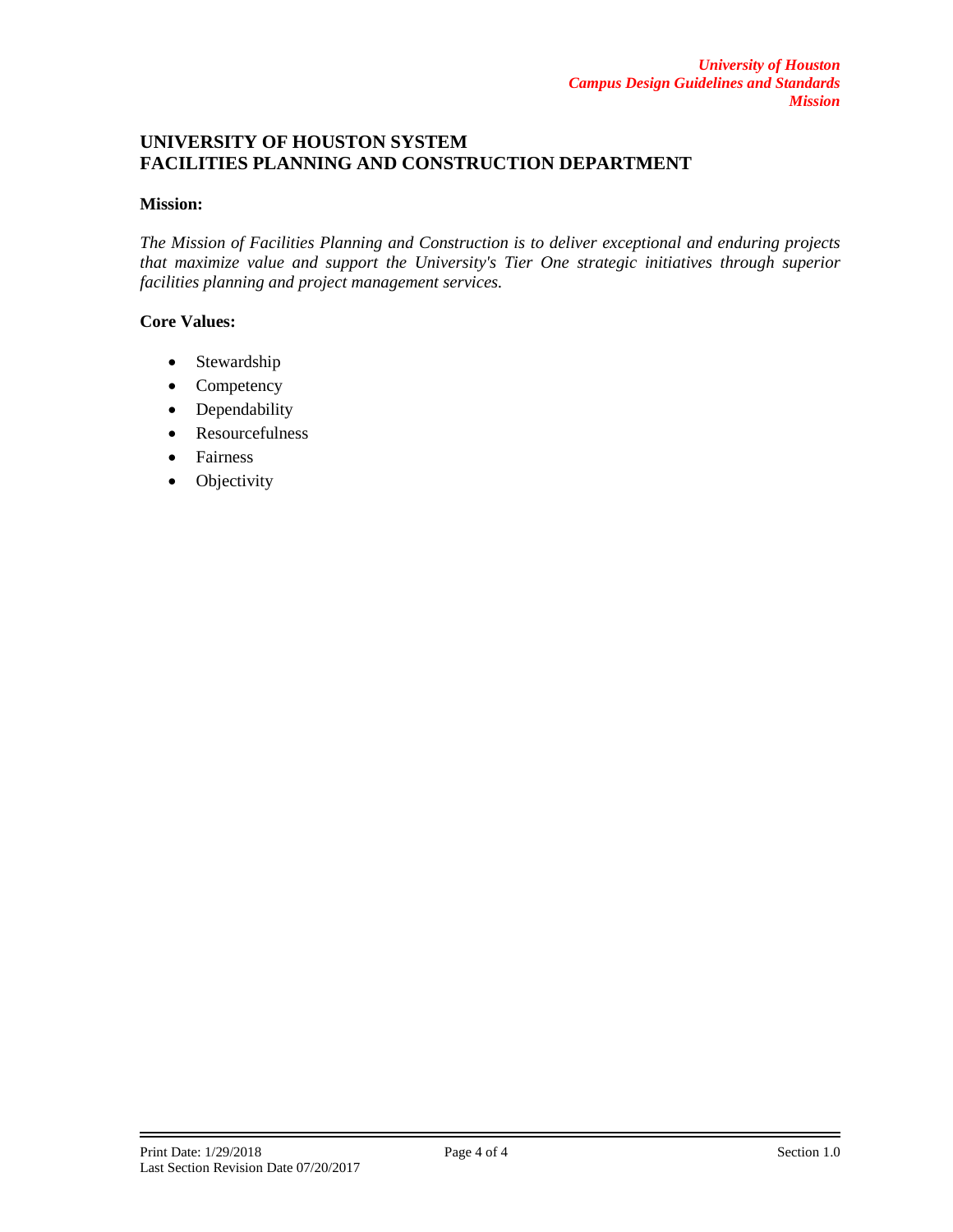## UNIVERSITY OF HOUSTON SYSTEM
## FACILITIES PLANNING AND CONSTRUCTION DEPARTMENT

**Mission:**

*The Mission of Facilities Planning and Construction is to deliver exceptional and enduring projects that maximize value and support the University's Tier One strategic initiatives through superior facilities planning and project management services.*

**Core Values:**

- Stewardship
- Competency
- Dependability
- Resourcefulness
- Fairness
- Objectivity